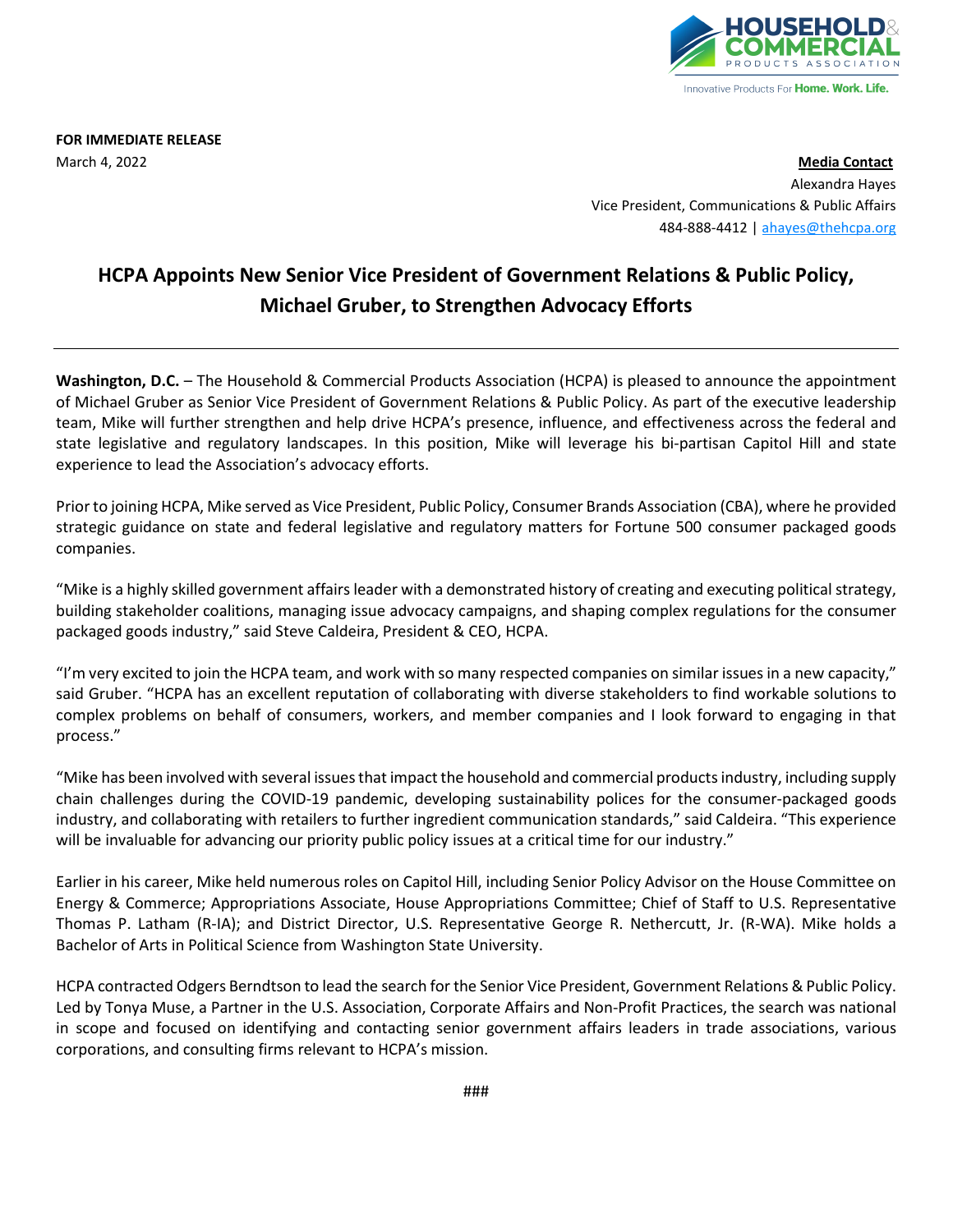HOUSEHOLD & COMMERCIAL PRODUCTS ASSOCIATION

Innovative Products For **Home. Work. Life.**

**FOR IMMEDIATE RELEASE**
March 4, 2022

**Media Contact**
Alexandra Hayes
Vice President, Communications & Public Affairs
484-888-4412 | ahayes@thehcpa.org

# HCPA Appoints New Senior Vice President of Government Relations & Public Policy, Michael Gruber, to Strengthen Advocacy Efforts

**Washington, D.C.** – The Household & Commercial Products Association (HCPA) is pleased to announce the appointment of Michael Gruber as Senior Vice President of Government Relations & Public Policy. As part of the executive leadership team, Mike will further strengthen and help drive HCPA's presence, influence, and effectiveness across the federal and state legislative and regulatory landscapes. In this position, Mike will leverage his bi-partisan Capitol Hill and state experience to lead the Association's advocacy efforts.

Prior to joining HCPA, Mike served as Vice President, Public Policy, Consumer Brands Association (CBA), where he provided strategic guidance on state and federal legislative and regulatory matters for Fortune 500 consumer packaged goods companies.

"Mike is a highly skilled government affairs leader with a demonstrated history of creating and executing political strategy, building stakeholder coalitions, managing issue advocacy campaigns, and shaping complex regulations for the consumer packaged goods industry," said Steve Caldeira, President & CEO, HCPA.

"I'm very excited to join the HCPA team, and work with so many respected companies on similar issues in a new capacity," said Gruber. "HCPA has an excellent reputation of collaborating with diverse stakeholders to find workable solutions to complex problems on behalf of consumers, workers, and member companies and I look forward to engaging in that process."

"Mike has been involved with several issues that impact the household and commercial products industry, including supply chain challenges during the COVID-19 pandemic, developing sustainability polices for the consumer-packaged goods industry, and collaborating with retailers to further ingredient communication standards," said Caldeira. "This experience will be invaluable for advancing our priority public policy issues at a critical time for our industry."

Earlier in his career, Mike held numerous roles on Capitol Hill, including Senior Policy Advisor on the House Committee on Energy & Commerce; Appropriations Associate, House Appropriations Committee; Chief of Staff to U.S. Representative Thomas P. Latham (R-IA); and District Director, U.S. Representative George R. Nethercutt, Jr. (R-WA). Mike holds a Bachelor of Arts in Political Science from Washington State University.

HCPA contracted Odgers Berndtson to lead the search for the Senior Vice President, Government Relations & Public Policy. Led by Tonya Muse, a Partner in the U.S. Association, Corporate Affairs and Non-Profit Practices, the search was national in scope and focused on identifying and contacting senior government affairs leaders in trade associations, various corporations, and consulting firms relevant to HCPA's mission.

###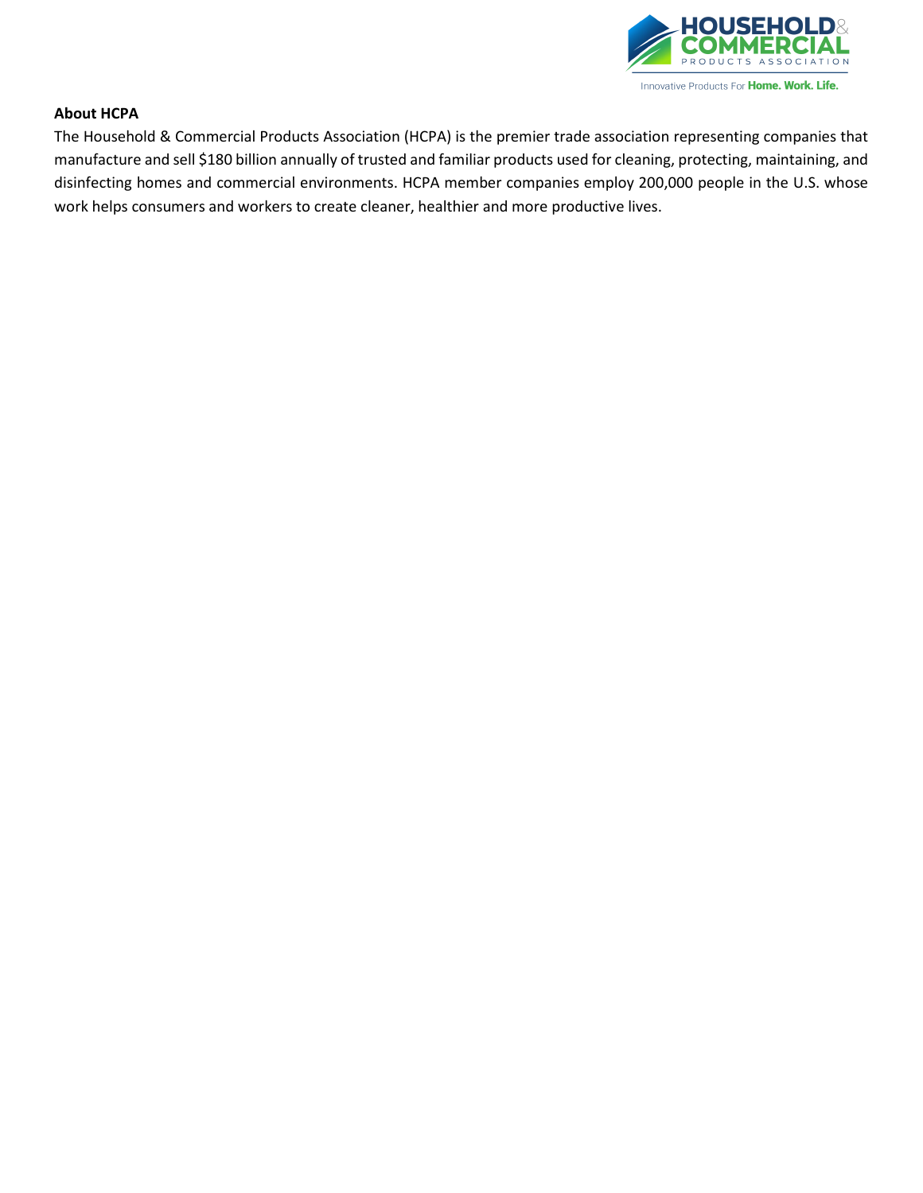**About HCPA**

The Household & Commercial Products Association (HCPA) is the premier trade association representing companies that manufacture and sell $180 billion annually of trusted and familiar products used for cleaning, protecting, maintaining, and disinfecting homes and commercial environments. HCPA member companies employ 200,000 people in the U.S. whose work helps consumers and workers to create cleaner, healthier and more productive lives.